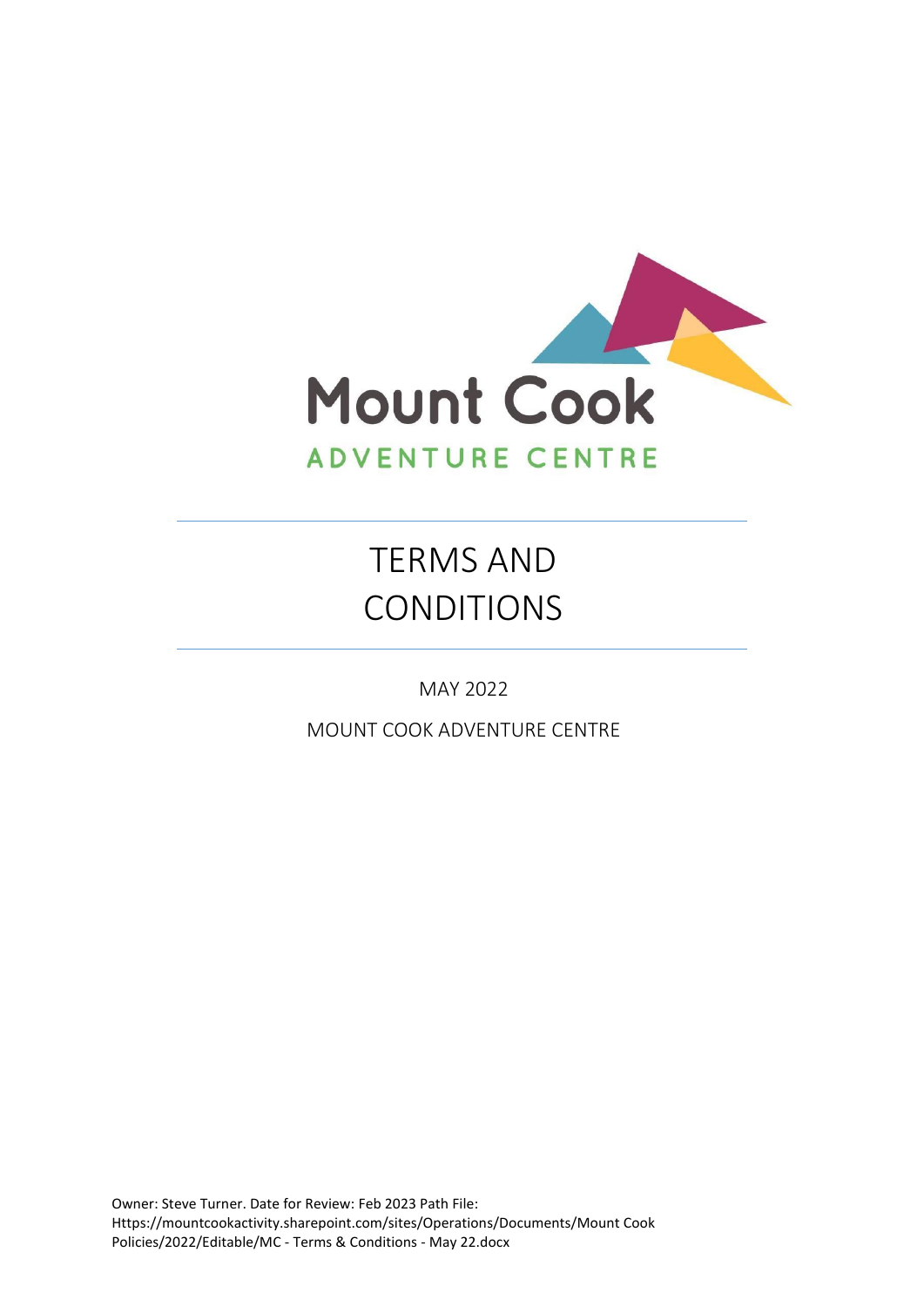Mount Cook

ADVENTURE CENTRE

# TERMS AND CONDITIONS

MAY 2022

MOUNT COOK ADVENTURE CENTRE

Owner: Steve Turner. Date for Review: Feb 2023 Path File: Https://mountcookactivity.sharepoint.com/sites/Operations/Documents/Mount Cook Policies/2022/Editable/MC - Terms & Conditions - May 22.docx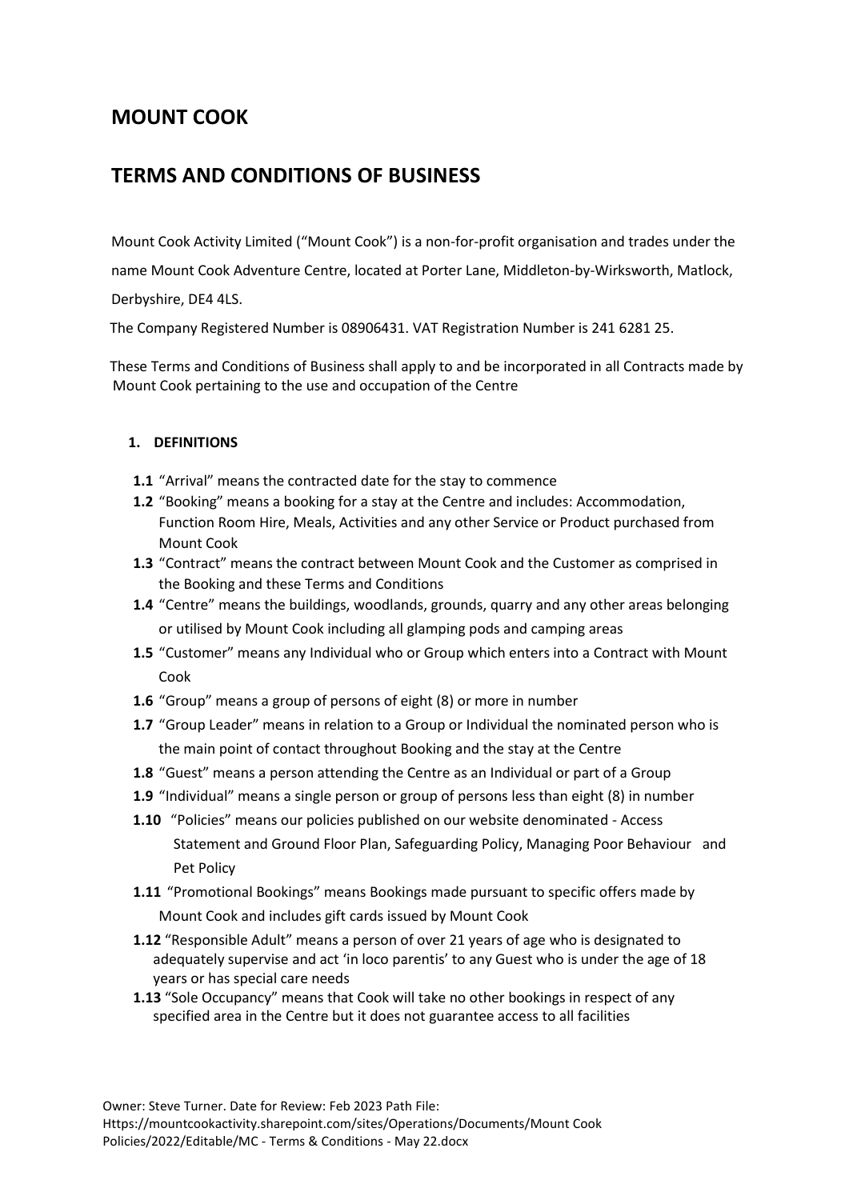# MOUNT COOK

# TERMS AND CONDITIONS OF BUSINESS

Mount Cook Activity Limited ("Mount Cook") is a non-for-profit organisation and trades under the name Mount Cook Adventure Centre, located at Porter Lane, Middleton-by-Wirksworth, Matlock, Derbyshire, DE4 4LS.

The Company Registered Number is 08906431. VAT Registration Number is 241 6281 25.

These Terms and Conditions of Business shall apply to and be incorporated in all Contracts made by Mount Cook pertaining to the use and occupation of the Centre

## 1. DEFINITIONS

**1.1** "Arrival" means the contracted date for the stay to commence

**1.2** "Booking" means a booking for a stay at the Centre and includes: Accommodation, Function Room Hire, Meals, Activities and any other Service or Product purchased from Mount Cook

**1.3** "Contract" means the contract between Mount Cook and the Customer as comprised in the Booking and these Terms and Conditions

**1.4** "Centre" means the buildings, woodlands, grounds, quarry and any other areas belonging or utilised by Mount Cook including all glamping pods and camping areas

**1.5** "Customer" means any Individual who or Group which enters into a Contract with Mount Cook

**1.6** "Group" means a group of persons of eight (8) or more in number

**1.7** "Group Leader" means in relation to a Group or Individual the nominated person who is the main point of contact throughout Booking and the stay at the Centre

**1.8** "Guest" means a person attending the Centre as an Individual or part of a Group

**1.9** "Individual" means a single person or group of persons less than eight (8) in number

**1.10** "Policies" means our policies published on our website denominated - Access Statement and Ground Floor Plan, Safeguarding Policy, Managing Poor Behaviour and Pet Policy

**1.11** "Promotional Bookings" means Bookings made pursuant to specific offers made by Mount Cook and includes gift cards issued by Mount Cook

**1.12** "Responsible Adult" means a person of over 21 years of age who is designated to adequately supervise and act 'in loco parentis' to any Guest who is under the age of 18 years or has special care needs

**1.13** "Sole Occupancy" means that Cook will take no other bookings in respect of any specified area in the Centre but it does not guarantee access to all facilities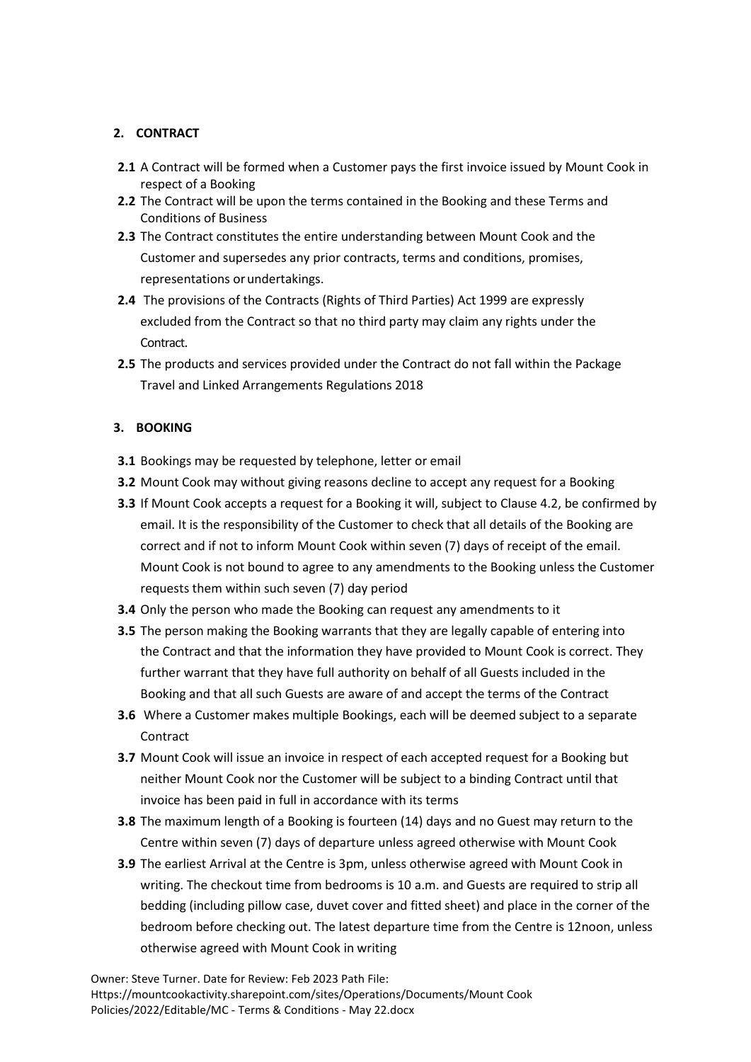## 2. CONTRACT

**2.1** A Contract will be formed when a Customer pays the first invoice issued by Mount Cook in respect of a Booking

**2.2** The Contract will be upon the terms contained in the Booking and these Terms and Conditions of Business

**2.3** The Contract constitutes the entire understanding between Mount Cook and the Customer and supersedes any prior contracts, terms and conditions, promises, representations or undertakings.

**2.4** The provisions of the Contracts (Rights of Third Parties) Act 1999 are expressly excluded from the Contract so that no third party may claim any rights under the Contract.

**2.5** The products and services provided under the Contract do not fall within the Package Travel and Linked Arrangements Regulations 2018

## 3. BOOKING

**3.1** Bookings may be requested by telephone, letter or email

**3.2** Mount Cook may without giving reasons decline to accept any request for a Booking

**3.3** If Mount Cook accepts a request for a Booking it will, subject to Clause 4.2, be confirmed by email. It is the responsibility of the Customer to check that all details of the Booking are correct and if not to inform Mount Cook within seven (7) days of receipt of the email. Mount Cook is not bound to agree to any amendments to the Booking unless the Customer requests them within such seven (7) day period

**3.4** Only the person who made the Booking can request any amendments to it

**3.5** The person making the Booking warrants that they are legally capable of entering into the Contract and that the information they have provided to Mount Cook is correct. They further warrant that they have full authority on behalf of all Guests included in the Booking and that all such Guests are aware of and accept the terms of the Contract

**3.6** Where a Customer makes multiple Bookings, each will be deemed subject to a separate Contract

**3.7** Mount Cook will issue an invoice in respect of each accepted request for a Booking but neither Mount Cook nor the Customer will be subject to a binding Contract until that invoice has been paid in full in accordance with its terms

**3.8** The maximum length of a Booking is fourteen (14) days and no Guest may return to the Centre within seven (7) days of departure unless agreed otherwise with Mount Cook

**3.9** The earliest Arrival at the Centre is 3pm, unless otherwise agreed with Mount Cook in writing. The checkout time from bedrooms is 10 a.m. and Guests are required to strip all bedding (including pillow case, duvet cover and fitted sheet) and place in the corner of the bedroom before checking out. The latest departure time from the Centre is 12noon, unless otherwise agreed with Mount Cook in writing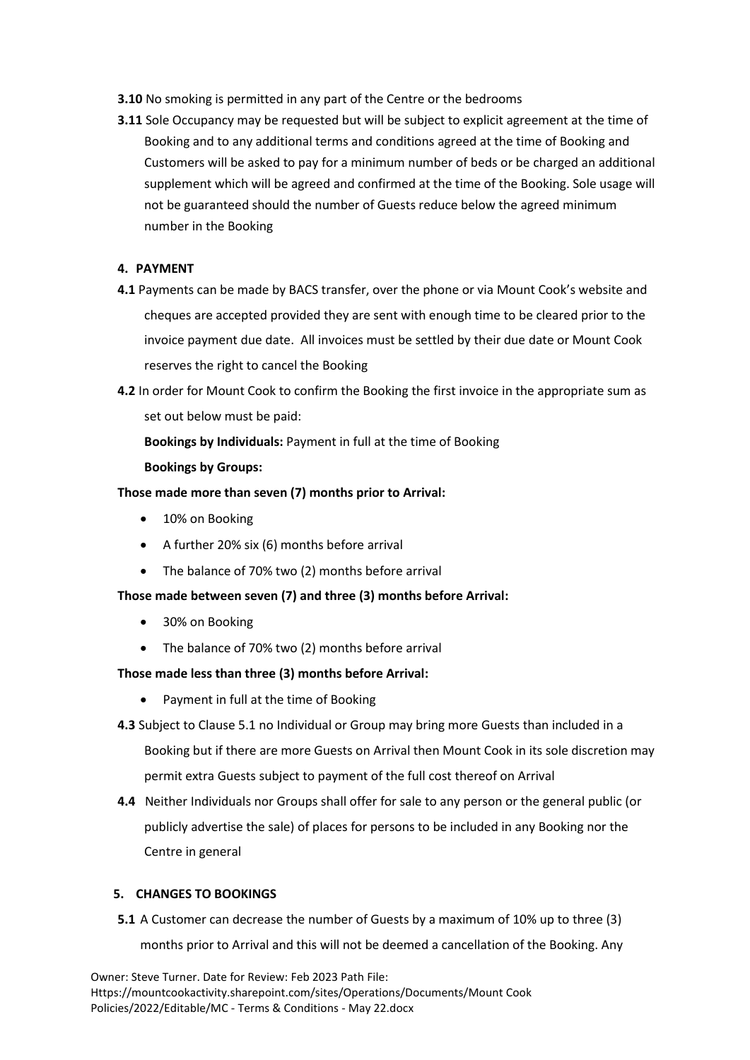**3.10** No smoking is permitted in any part of the Centre or the bedrooms

**3.11** Sole Occupancy may be requested but will be subject to explicit agreement at the time of Booking and to any additional terms and conditions agreed at the time of Booking and Customers will be asked to pay for a minimum number of beds or be charged an additional supplement which will be agreed and confirmed at the time of the Booking. Sole usage will not be guaranteed should the number of Guests reduce below the agreed minimum number in the Booking

## 4. PAYMENT

**4.1** Payments can be made by BACS transfer, over the phone or via Mount Cook's website and cheques are accepted provided they are sent with enough time to be cleared prior to the invoice payment due date. All invoices must be settled by their due date or Mount Cook reserves the right to cancel the Booking

**4.2** In order for Mount Cook to confirm the Booking the first invoice in the appropriate sum as set out below must be paid:

**Bookings by Individuals:** Payment in full at the time of Booking

**Bookings by Groups:**

**Those made more than seven (7) months prior to Arrival:**

- 10% on Booking
- A further 20% six (6) months before arrival
- The balance of 70% two (2) months before arrival

**Those made between seven (7) and three (3) months before Arrival:**

- 30% on Booking
- The balance of 70% two (2) months before arrival

**Those made less than three (3) months before Arrival:**

- Payment in full at the time of Booking

**4.3** Subject to Clause 5.1 no Individual or Group may bring more Guests than included in a Booking but if there are more Guests on Arrival then Mount Cook in its sole discretion may permit extra Guests subject to payment of the full cost thereof on Arrival

**4.4** Neither Individuals nor Groups shall offer for sale to any person or the general public (or publicly advertise the sale) of places for persons to be included in any Booking nor the Centre in general

## 5. CHANGES TO BOOKINGS

**5.1** A Customer can decrease the number of Guests by a maximum of 10% up to three (3) months prior to Arrival and this will not be deemed a cancellation of the Booking. Any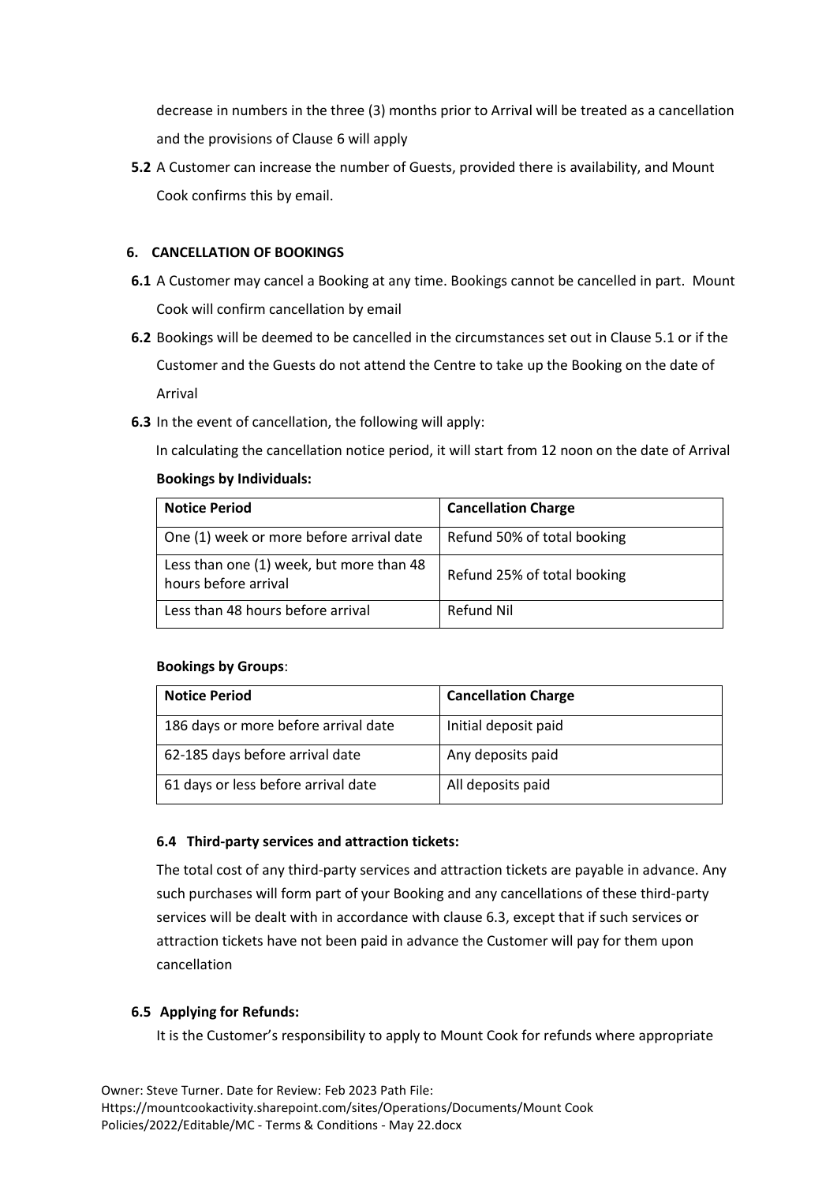decrease in numbers in the three (3) months prior to Arrival will be treated as a cancellation and the provisions of Clause 6 will apply

**5.2** A Customer can increase the number of Guests, provided there is availability, and Mount Cook confirms this by email.

### 6. CANCELLATION OF BOOKINGS

**6.1** A Customer may cancel a Booking at any time. Bookings cannot be cancelled in part. Mount Cook will confirm cancellation by email

**6.2** Bookings will be deemed to be cancelled in the circumstances set out in Clause 5.1 or if the Customer and the Guests do not attend the Centre to take up the Booking on the date of Arrival

**6.3** In the event of cancellation, the following will apply:

In calculating the cancellation notice period, it will start from 12 noon on the date of Arrival

**Bookings by Individuals:**

| Notice Period | Cancellation Charge |
|---|---|
| One (1) week or more before arrival date | Refund 50% of total booking |
| Less than one (1) week, but more than 48 hours before arrival | Refund 25% of total booking |
| Less than 48 hours before arrival | Refund Nil |

**Bookings by Groups**:

| Notice Period | Cancellation Charge |
|---|---|
| 186 days or more before arrival date | Initial deposit paid |
| 62-185 days before arrival date | Any deposits paid |
| 61 days or less before arrival date | All deposits paid |

**6.4 Third-party services and attraction tickets:**

The total cost of any third-party services and attraction tickets are payable in advance. Any such purchases will form part of your Booking and any cancellations of these third-party services will be dealt with in accordance with clause 6.3, except that if such services or attraction tickets have not been paid in advance the Customer will pay for them upon cancellation

**6.5 Applying for Refunds:**

It is the Customer's responsibility to apply to Mount Cook for refunds where appropriate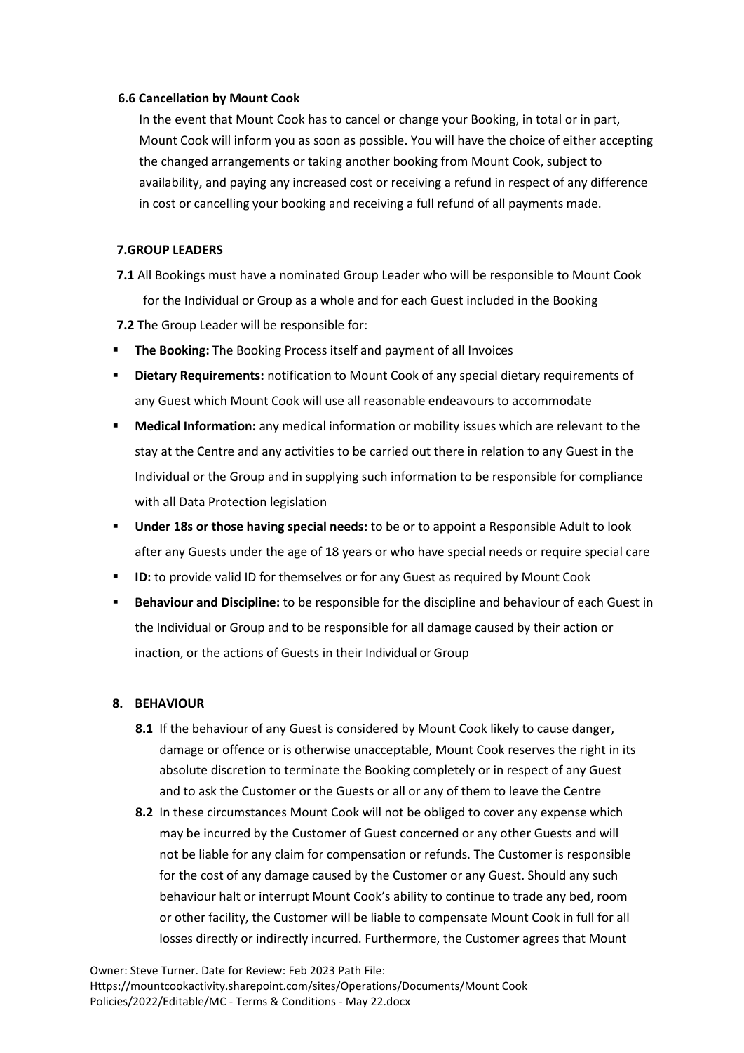**6.6 Cancellation by Mount Cook**

In the event that Mount Cook has to cancel or change your Booking, in total or in part, Mount Cook will inform you as soon as possible. You will have the choice of either accepting the changed arrangements or taking another booking from Mount Cook, subject to availability, and paying any increased cost or receiving a refund in respect of any difference in cost or cancelling your booking and receiving a full refund of all payments made.

**7.GROUP LEADERS**

**7.1** All Bookings must have a nominated Group Leader who will be responsible to Mount Cook for the Individual or Group as a whole and for each Guest included in the Booking

**7.2** The Group Leader will be responsible for:

- **The Booking:** The Booking Process itself and payment of all Invoices
- **Dietary Requirements:** notification to Mount Cook of any special dietary requirements of any Guest which Mount Cook will use all reasonable endeavours to accommodate
- **Medical Information:** any medical information or mobility issues which are relevant to the stay at the Centre and any activities to be carried out there in relation to any Guest in the Individual or the Group and in supplying such information to be responsible for compliance with all Data Protection legislation
- **Under 18s or those having special needs:** to be or to appoint a Responsible Adult to look after any Guests under the age of 18 years or who have special needs or require special care
- **ID:** to provide valid ID for themselves or for any Guest as required by Mount Cook
- **Behaviour and Discipline:** to be responsible for the discipline and behaviour of each Guest in the Individual or Group and to be responsible for all damage caused by their action or inaction, or the actions of Guests in their Individual or Group

**8. BEHAVIOUR**

**8.1** If the behaviour of any Guest is considered by Mount Cook likely to cause danger, damage or offence or is otherwise unacceptable, Mount Cook reserves the right in its absolute discretion to terminate the Booking completely or in respect of any Guest and to ask the Customer or the Guests or all or any of them to leave the Centre

**8.2** In these circumstances Mount Cook will not be obliged to cover any expense which may be incurred by the Customer of Guest concerned or any other Guests and will not be liable for any claim for compensation or refunds. The Customer is responsible for the cost of any damage caused by the Customer or any Guest. Should any such behaviour halt or interrupt Mount Cook's ability to continue to trade any bed, room or other facility, the Customer will be liable to compensate Mount Cook in full for all losses directly or indirectly incurred. Furthermore, the Customer agrees that Mount

Owner: Steve Turner. Date for Review: Feb 2023 Path File: Https://mountcookactivity.sharepoint.com/sites/Operations/Documents/Mount Cook Policies/2022/Editable/MC - Terms & Conditions - May 22.docx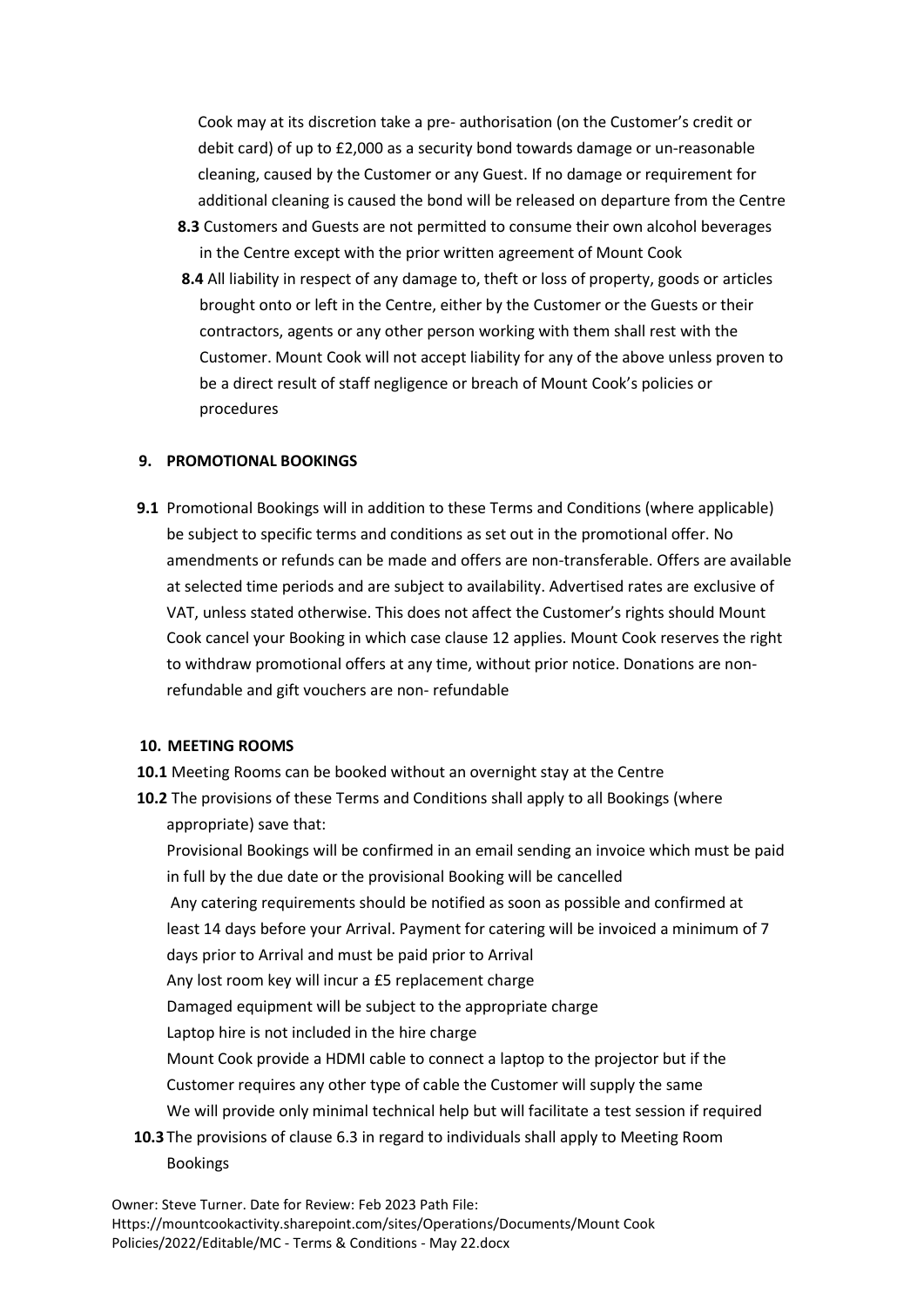Cook may at its discretion take a pre- authorisation (on the Customer's credit or debit card) of up to £2,000 as a security bond towards damage or un-reasonable cleaning, caused by the Customer or any Guest. If no damage or requirement for additional cleaning is caused the bond will be released on departure from the Centre

**8.3** Customers and Guests are not permitted to consume their own alcohol beverages in the Centre except with the prior written agreement of Mount Cook

**8.4** All liability in respect of any damage to, theft or loss of property, goods or articles brought onto or left in the Centre, either by the Customer or the Guests or their contractors, agents or any other person working with them shall rest with the Customer. Mount Cook will not accept liability for any of the above unless proven to be a direct result of staff negligence or breach of Mount Cook's policies or procedures

## 9. PROMOTIONAL BOOKINGS

**9.1** Promotional Bookings will in addition to these Terms and Conditions (where applicable) be subject to specific terms and conditions as set out in the promotional offer. No amendments or refunds can be made and offers are non-transferable. Offers are available at selected time periods and are subject to availability. Advertised rates are exclusive of VAT, unless stated otherwise. This does not affect the Customer's rights should Mount Cook cancel your Booking in which case clause 12 applies. Mount Cook reserves the right to withdraw promotional offers at any time, without prior notice. Donations are non-refundable and gift vouchers are non- refundable

## 10. MEETING ROOMS

**10.1** Meeting Rooms can be booked without an overnight stay at the Centre

**10.2** The provisions of these Terms and Conditions shall apply to all Bookings (where appropriate) save that:

Provisional Bookings will be confirmed in an email sending an invoice which must be paid in full by the due date or the provisional Booking will be cancelled

Any catering requirements should be notified as soon as possible and confirmed at least 14 days before your Arrival. Payment for catering will be invoiced a minimum of 7 days prior to Arrival and must be paid prior to Arrival

Any lost room key will incur a £5 replacement charge

Damaged equipment will be subject to the appropriate charge

Laptop hire is not included in the hire charge

Mount Cook provide a HDMI cable to connect a laptop to the projector but if the Customer requires any other type of cable the Customer will supply the same

We will provide only minimal technical help but will facilitate a test session if required

**10.3** The provisions of clause 6.3 in regard to individuals shall apply to Meeting Room Bookings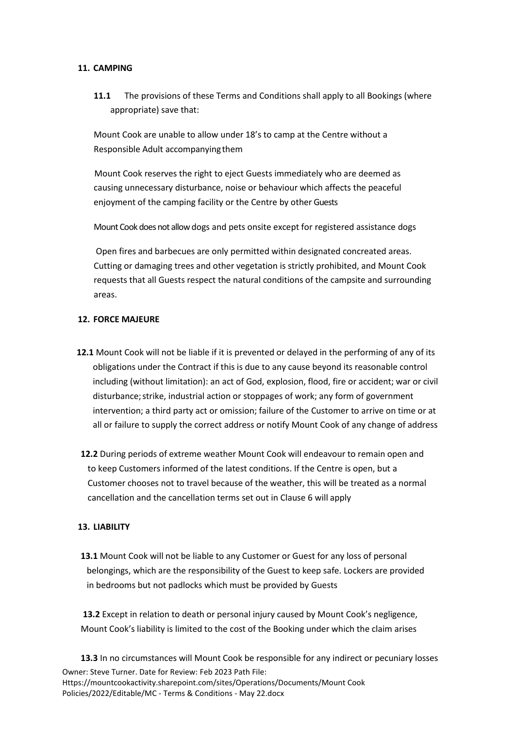## 11. CAMPING

**11.1** The provisions of these Terms and Conditions shall apply to all Bookings (where appropriate) save that:

Mount Cook are unable to allow under 18's to camp at the Centre without a Responsible Adult accompanying them

Mount Cook reserves the right to eject Guests immediately who are deemed as causing unnecessary disturbance, noise or behaviour which affects the peaceful enjoyment of the camping facility or the Centre by other Guests

Mount Cook does not allow dogs and pets onsite except for registered assistance dogs

Open fires and barbecues are only permitted within designated concreated areas. Cutting or damaging trees and other vegetation is strictly prohibited, and Mount Cook requests that all Guests respect the natural conditions of the campsite and surrounding areas.

## 12. FORCE MAJEURE

**12.1** Mount Cook will not be liable if it is prevented or delayed in the performing of any of its obligations under the Contract if this is due to any cause beyond its reasonable control including (without limitation): an act of God, explosion, flood, fire or accident; war or civil disturbance; strike, industrial action or stoppages of work; any form of government intervention; a third party act or omission; failure of the Customer to arrive on time or at all or failure to supply the correct address or notify Mount Cook of any change of address

**12.2** During periods of extreme weather Mount Cook will endeavour to remain open and to keep Customers informed of the latest conditions. If the Centre is open, but a Customer chooses not to travel because of the weather, this will be treated as a normal cancellation and the cancellation terms set out in Clause 6 will apply

## 13. LIABILITY

**13.1** Mount Cook will not be liable to any Customer or Guest for any loss of personal belongings, which are the responsibility of the Guest to keep safe. Lockers are provided in bedrooms but not padlocks which must be provided by Guests

**13.2** Except in relation to death or personal injury caused by Mount Cook's negligence, Mount Cook's liability is limited to the cost of the Booking under which the claim arises

**13.3** In no circumstances will Mount Cook be responsible for any indirect or pecuniary losses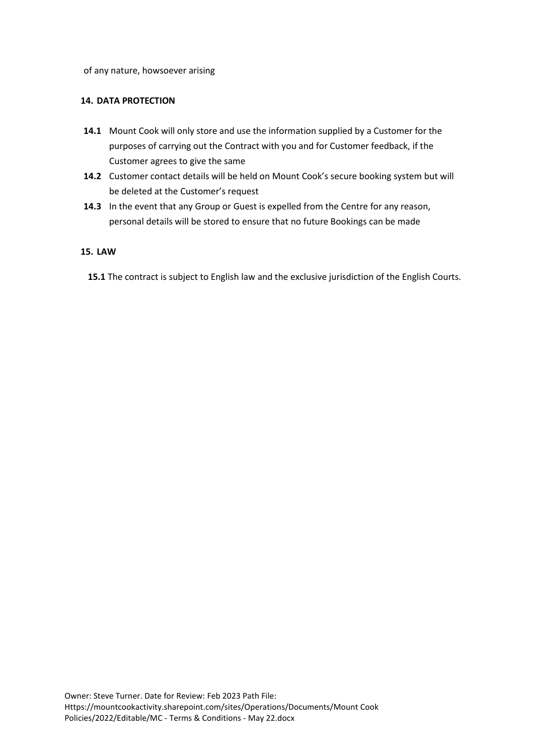of any nature, howsoever arising

## 14. DATA PROTECTION

**14.1** Mount Cook will only store and use the information supplied by a Customer for the purposes of carrying out the Contract with you and for Customer feedback, if the Customer agrees to give the same

**14.2** Customer contact details will be held on Mount Cook's secure booking system but will be deleted at the Customer's request

**14.3** In the event that any Group or Guest is expelled from the Centre for any reason, personal details will be stored to ensure that no future Bookings can be made

## 15. LAW

**15.1** The contract is subject to English law and the exclusive jurisdiction of the English Courts.